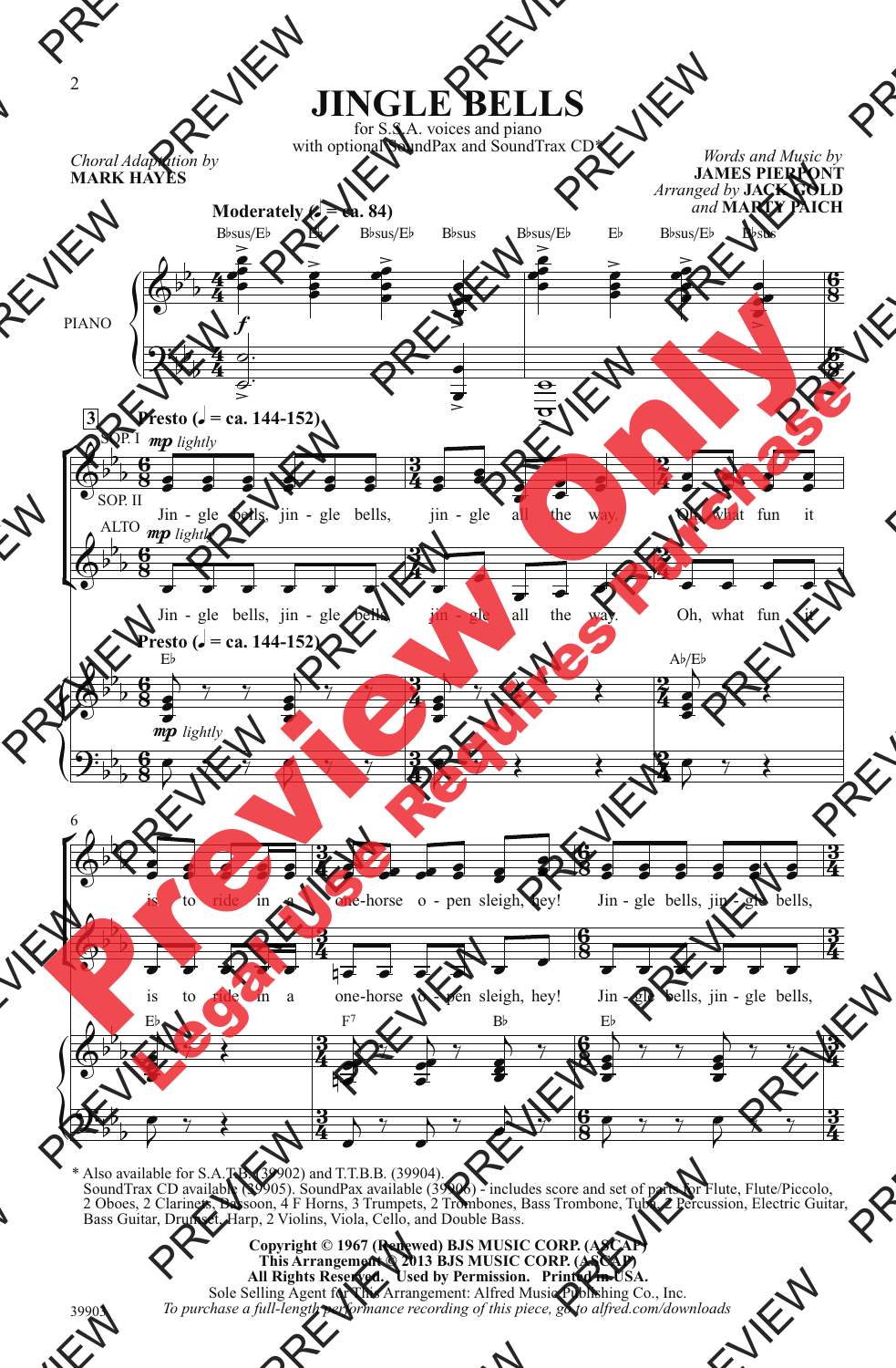# JINGLE BELLS

for S.S.A. voices and piano
with optional SoundPax and SoundTrax CD*

*Choral Adaptation by*
**MARK HAYES**

*Words and Music by*
**JAMES PIERPONT**
*Arranged by* **JACK GOLD**
*and* **MARTY PAICH**

Moderately (♩ = ca. 84)

Presto (♩. = ca. 144-152)

Jin - gle bells, jin - gle bells, jin - gle all the way. Oh, what fun it is to ride in a one-horse o - pen sleigh, hey! Jin - gle bells, jin - gle bells,

\* Also available for S.A.T.B. (39902) and T.T.B.B. (39904).
SoundTrax CD available (39905). SoundPax available (39906) - includes score and set of parts for Flute, Flute/Piccolo, 2 Oboes, 2 Clarinets, Bassoon, 4 F Horns, 3 Trumpets, 2 Trombones, Bass Trombone, Tuba, 2 Percussion, Electric Guitar, Bass Guitar, Drumset, Harp, 2 Violins, Viola, Cello, and Double Bass.

**Copyright © 1967 (Renewed) BJS MUSIC CORP. (ASCAP)**
**This Arrangement © 2013 BJS MUSIC CORP. (ASCAP)**
**All Rights Reserved. Used by Permission. Printed in USA.**
Sole Selling Agent for This Arrangement: Alfred Music Publishing Co., Inc.
*To purchase a full-length performance recording of this piece, go to alfred.com/downloads*

39903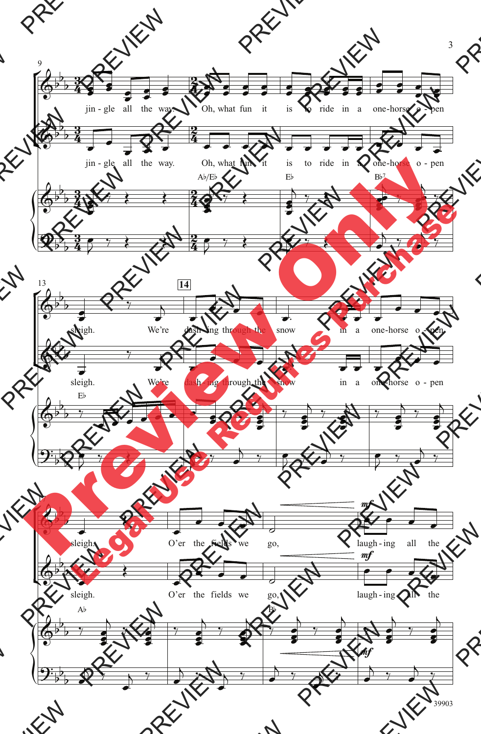jin - gle all the way. Oh, what fun it is to ride in a one-horse o - pen

jin - gle all the way. Oh, what fun it is to ride in a one-horse o - pen

A♭/E♭ E♭ B♭7

sleigh. We're dash - ing through the snow in a one-horse o - pen

sleigh. We're dash - ing through the snow in a one-horse o - pen

E♭

sleigh. O'er the fields we go, *mf* laugh - ing all the

sleigh. O'er the fields we go, *mf* laugh - ing all the

A♭ B♭

39903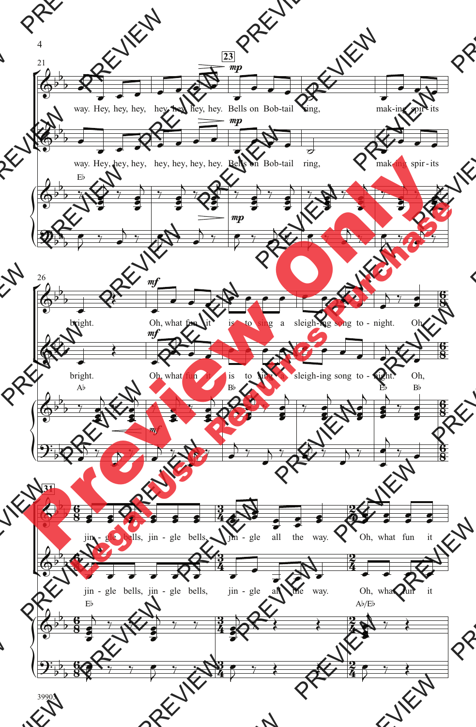way. Hey, hey, hey, hey, hey, hey, hey. Bells on Bob-tail ring, mak-ing spir-its

bright. Oh, what fun it is to sing a sleigh-ing song to-night. Oh,

jin-gle bells, jin-gle bells, jin-gle all the way. Oh, what fun it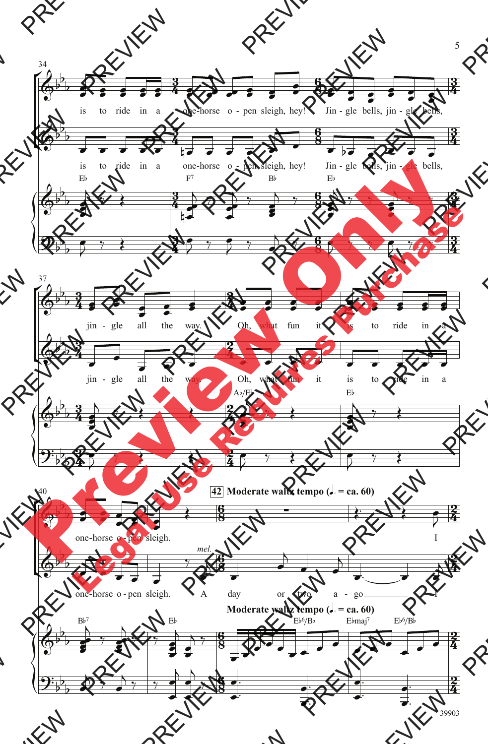is to ride in a one-horse o - pen sleigh, hey! Jin - gle bells, jin - gle bells,

is to ride in a one-horse o - pen sleigh, hey! Jin - gle bells, jin - gle bells,

E♭ F7 B♭ E♭

jin - gle all the way. Oh, what fun it is to ride in a

jin - gle all the way. Oh, what fun it is to ride in a

A♭/E♭ E♭

**42 Moderate waltz tempo (♩. = ca. 60)**

one-horse o - pen sleigh. I

*mel.*

one-horse o - pen sleigh. A day or two a - go I

**Moderate waltz tempo (♩. = ca. 60)**

B♭7 E♭ E♭6/B♭ E♭maj7 E♭6/B♭

Preview Only

Legal Use Requires Purchase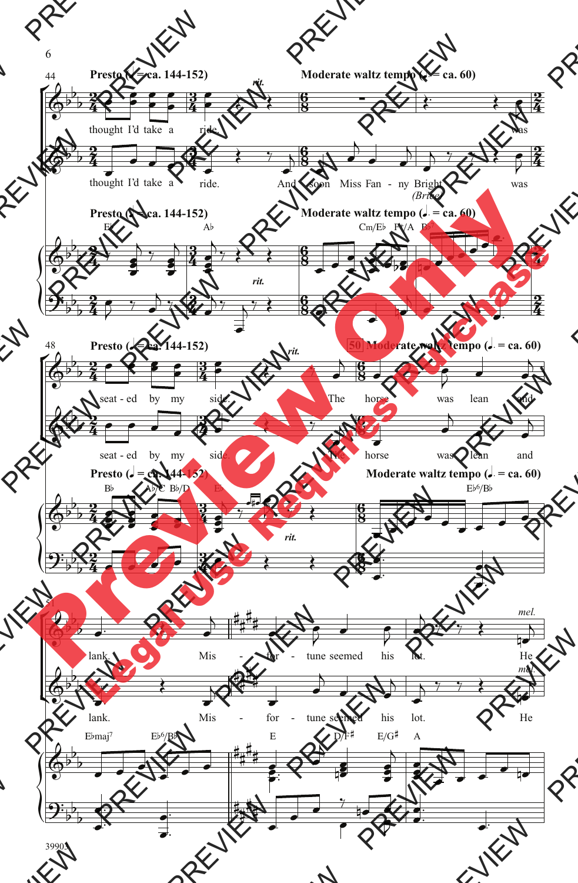**Presto (♩ = ca. 144-152)** *rit.* **Moderate waltz tempo (♩. = ca. 60)**

thought I'd take a ride. was

thought I'd take a ride. And soon Miss Fan - ny Bright was *(Brice)*

**Presto (♩ = ca. 144-152)** **Moderate waltz tempo (♩. = ca. 60)**

E♭ A♭ *rit.* Cm/E♭ F♯/A B♭⁷

**Presto (♩ = ca. 144-152)** *rit.* **50 Moderate waltz tempo (♩. = ca. 60)**

seat - ed by my side. The horse was lean and

seat - ed by my side. The horse was lean and

**Presto (♩ = ca. 144-152)** **Moderate waltz tempo (♩. = ca. 60)**

B♭ A♭/C B♭/D E♭ *rit.* E♭⁶/B♭

lank. Mis - for - tune seemed his lot. *mel.* He

lank. Mis - for - tune seemed his lot. *mel.* He

E♭maj⁷ E♭⁶/B♭ E D/F♯ E/G♯ A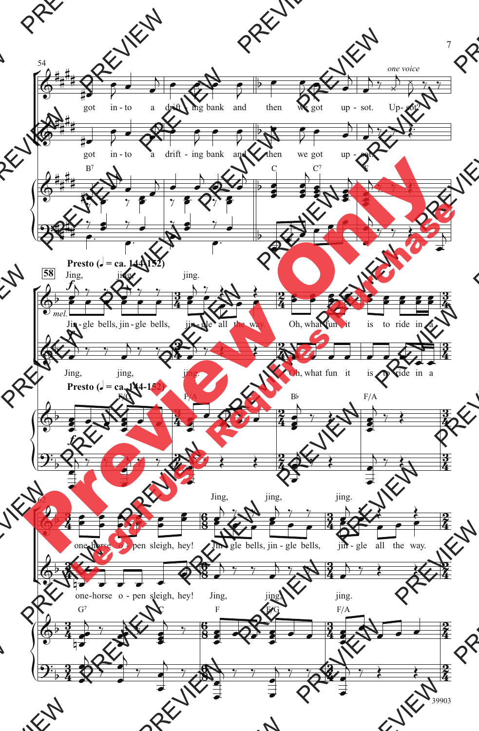54

*one voice*

got in - to a drift - ing bank and then we got up - sot. Up - sot?

got in - to a drift - ing bank and then we got up - sot.

B7 C C7 F

**Presto (♩ = ca. 144-152)**

58

Jing, jing, jing.

*f* *mel.*

Jin - gle bells, jin - gle bells, jin - gle all the way. Oh, what fun it is to ride in a

Jing, jing, jing. Oh, what fun it is to ride in a

**Presto (♩ = ca. 144-152)**

F/C F/A B♭ F/A

*f*

62

Jing, jing, jing.

one - horse o - pen sleigh, hey! Jin - gle bells, jin - gle bells, jin - gle all the way.

one-horse o - pen sleigh, hey! Jing, jing, jing.

G7 C F F/G F/A

39903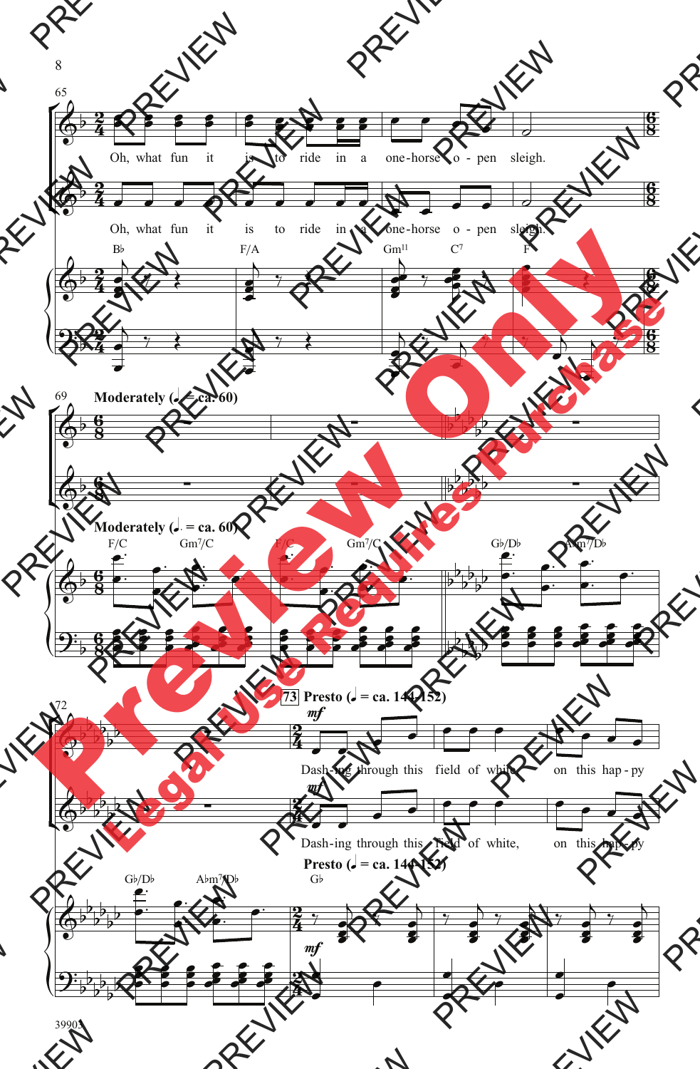65

Oh, what fun it is to ride in a one-horse o - pen sleigh.

Oh, what fun it is to ride in a one-horse o - pen sleigh.

B♭ F/A Gm11 C7 F

69 **Moderately** (♩. = ca. 60)

**Moderately** (♩. = ca. 60)

F/C Gm7/C F/C Gm7/C G♭/D♭ A♭m7/D♭

72

73 **Presto** (♩ = ca. 144-152)

*mf*

Dash-ing through this field of white, on this hap - py

*mf*

Dash-ing through this field of white, on this hap - py

**Presto** (♩ = ca. 144-152)

G♭/D♭ A♭m7/D♭ G♭

*mf*

39905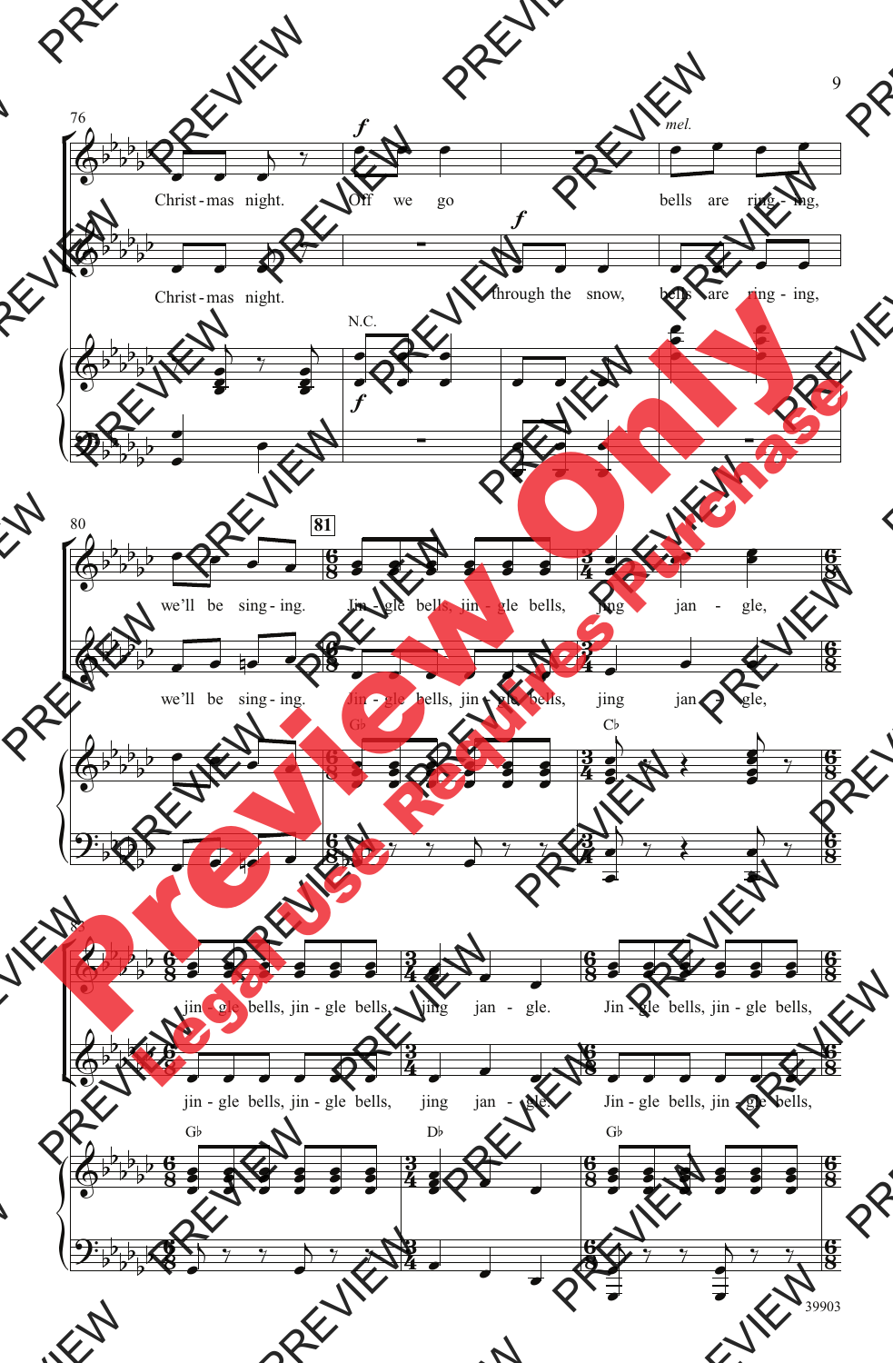76

*f*

*mel.*

Christ - mas night. Off we go bells are ring - ing,

Christ - mas night. through the snow, bells are ring - ing,

N.C.

80

**81**

we'll be sing - ing. Jin - gle bells, jin - gle bells, jing jan - gle,

we'll be sing - ing. Jin - gle bells, jin - gle bells, jing jan - gle,

G♭ C♭

83

jin - gle bells, jin - gle bells, jing jan - gle. Jin - gle bells, jin - gle bells,

jin - gle bells, jin - gle bells, jing jan - gle. Jin - gle bells, jin - gle bells,

G♭ D♭ G♭

39903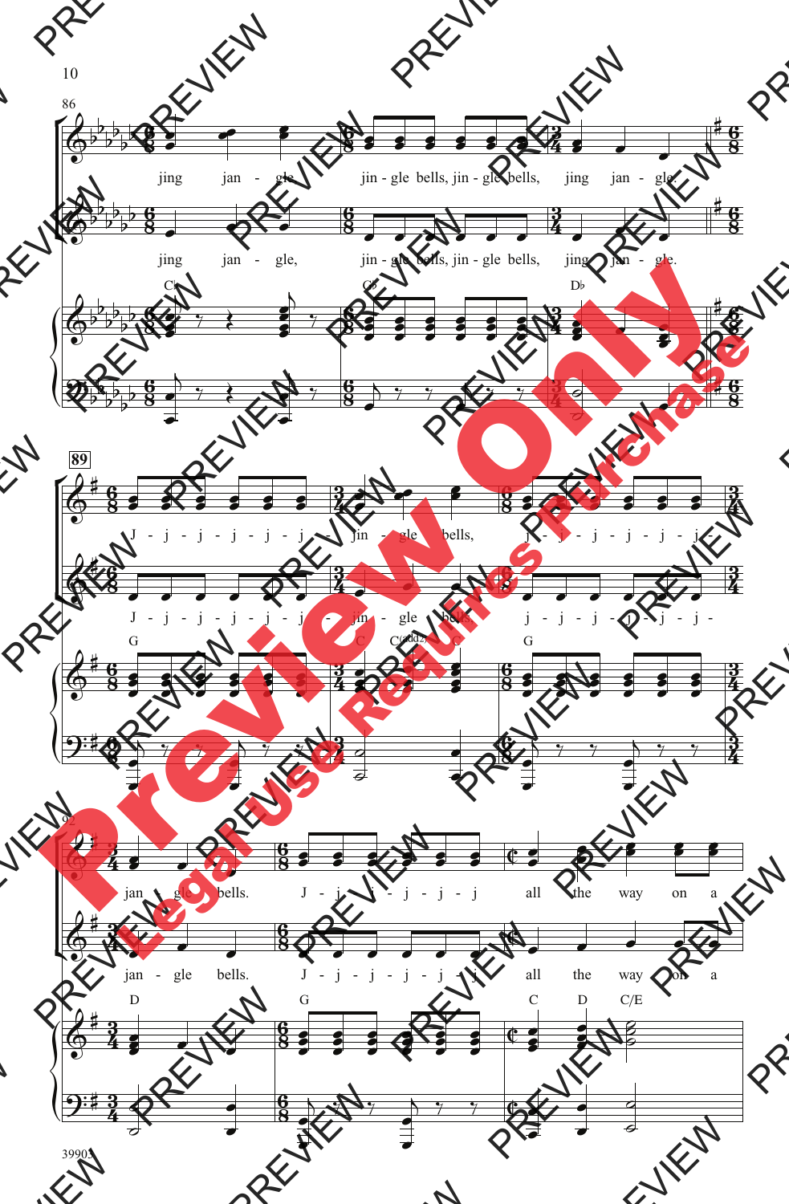86

jing jan - gle, jin - gle bells, jin - gle bells, jing jan - gle.

jing jan - gle, jin - gle bells, jin - gle bells, jing jan - gle.

C♭ G♭ D♭

89

J - j - j - j - j - j - jin - gle bells, j - j - j - j - j - j -

J - j - j - j - j - j - jin - gle bells, j - j - j - j - j - j -

G C C(add2) C G

92

jan - gle bells. J - j - j - j - j - j all the way on a

jan - gle bells. J - j - j - j - j - j all the way on a

D G C D C/E

39905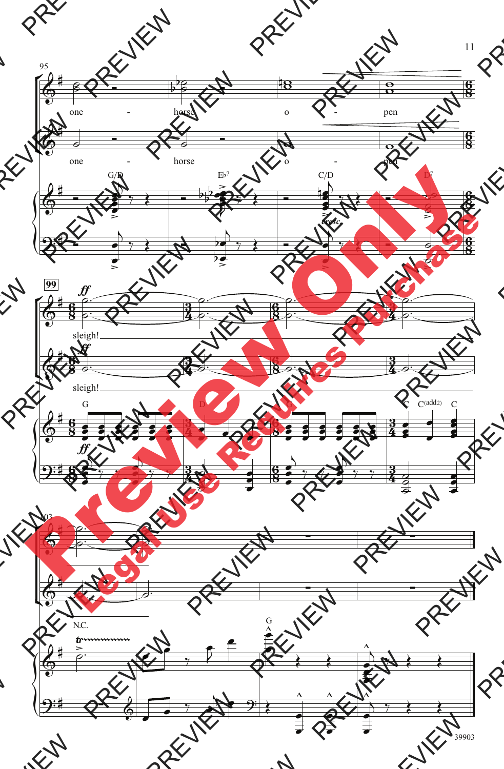95

one - horse o - pen

one - horse o - pen

G/D Eb7 C/D D7

*cresc.*

99

*ff*

sleigh!

*ff*

sleigh!

G D G C C(add2) C

*ff*

103

N.C. G

39903